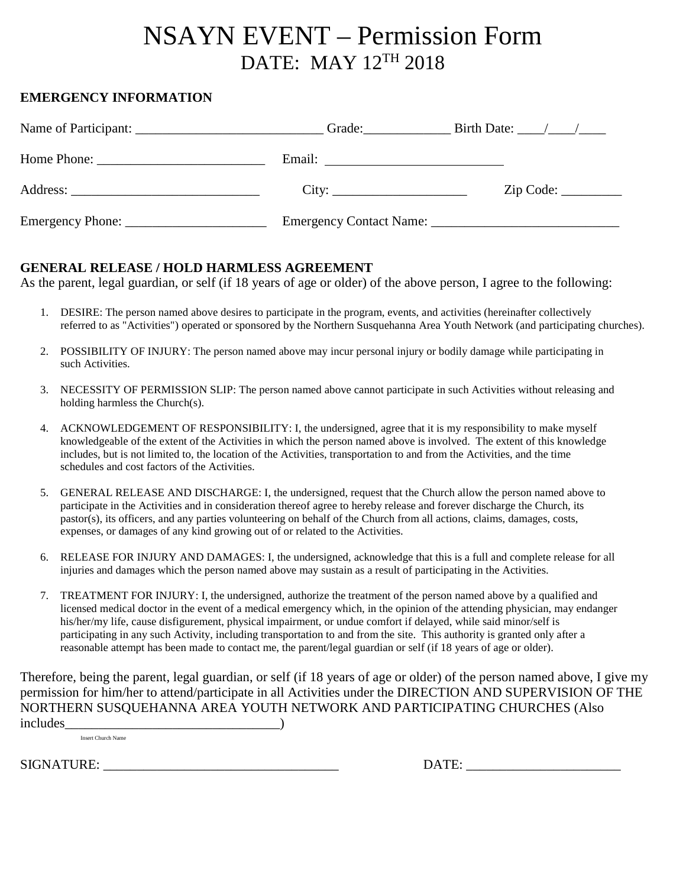# NSAYN EVENT – Permission Form

## DATE: MAY 12TH 2018

**EMERGENCY INFORMATION**

Name of Participant: ____________________________ Grade:_____________ Birth Date: ____/____/____

Home Phone: _________________________ Email: ___________________________

Address: ____________________________ City: ____________________ Zip Code: _________

Emergency Phone: _____________________ Emergency Contact Name: ____________________________

**GENERAL RELEASE / HOLD HARMLESS AGREEMENT**

As the parent, legal guardian, or self (if 18 years of age or older) of the above person, I agree to the following:

1. DESIRE: The person named above desires to participate in the program, events, and activities (hereinafter collectively referred to as "Activities") operated or sponsored by the Northern Susquehanna Area Youth Network (and participating churches).
2. POSSIBILITY OF INJURY: The person named above may incur personal injury or bodily damage while participating in such Activities.
3. NECESSITY OF PERMISSION SLIP: The person named above cannot participate in such Activities without releasing and holding harmless the Church(s).
4. ACKNOWLEDGEMENT OF RESPONSIBILITY: I, the undersigned, agree that it is my responsibility to make myself knowledgeable of the extent of the Activities in which the person named above is involved. The extent of this knowledge includes, but is not limited to, the location of the Activities, transportation to and from the Activities, and the time schedules and cost factors of the Activities.
5. GENERAL RELEASE AND DISCHARGE: I, the undersigned, request that the Church allow the person named above to participate in the Activities and in consideration thereof agree to hereby release and forever discharge the Church, its pastor(s), its officers, and any parties volunteering on behalf of the Church from all actions, claims, damages, costs, expenses, or damages of any kind growing out of or related to the Activities.
6. RELEASE FOR INJURY AND DAMAGES: I, the undersigned, acknowledge that this is a full and complete release for all injuries and damages which the person named above may sustain as a result of participating in the Activities.
7. TREATMENT FOR INJURY: I, the undersigned, authorize the treatment of the person named above by a qualified and licensed medical doctor in the event of a medical emergency which, in the opinion of the attending physician, may endanger his/her/my life, cause disfigurement, physical impairment, or undue comfort if delayed, while said minor/self is participating in any such Activity, including transportation to and from the site. This authority is granted only after a reasonable attempt has been made to contact me, the parent/legal guardian or self (if 18 years of age or older).

Therefore, being the parent, legal guardian, or self (if 18 years of age or older) of the person named above, I give my permission for him/her to attend/participate in all Activities under the DIRECTION AND SUPERVISION OF THE NORTHERN SUSQUEHANNA AREA YOUTH NETWORK AND PARTICIPATING CHURCHES (Also includes_______________________________)

Insert Church Name

SIGNATURE: ___________________________________ DATE: _______________________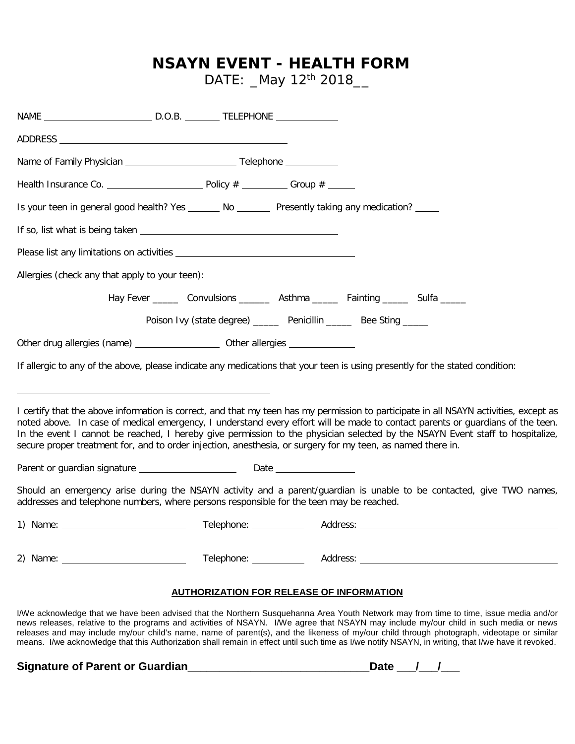# NSAYN EVENT - HEALTH FORM

DATE: _May 12th 2018__

NAME ____________________ D.O.B. _______ TELEPHONE ____________

ADDRESS ________________________________________

Name of Family Physician ____________________ Telephone __________

Health Insurance Co. __________________ Policy # _________ Group # _____

Is your teen in general good health? Yes ______ No _______ Presently taking any medication? _____

If so, list what is being taken ____________________________________

Please list any limitations on activities _______________________________

Allergies (check any that apply to your teen):

Hay Fever _____ Convulsions ______ Asthma _____ Fainting _____ Sulfa _____

Poison Ivy (state degree) _____ Penicillin _____ Bee Sting _____

Other drug allergies (name) ________________ Other allergies _____________

If allergic to any of the above, please indicate any medications that your teen is using presently for the stated condition:

______________________________________________

I certify that the above information is correct, and that my teen has my permission to participate in all NSAYN activities, except as noted above. In case of medical emergency, I understand every effort will be made to contact parents or guardians of the teen. In the event I cannot be reached, I hereby give permission to the physician selected by the NSAYN Event staff to hospitalize, secure proper treatment for, and to order injection, anesthesia, or surgery for my teen, as named there in.

Parent or guardian signature __________________ Date ________________

Should an emergency arise during the NSAYN activity and a parent/guardian is unable to be contacted, give TWO names, addresses and telephone numbers, where persons responsible for the teen may be reached.

1) Name: ______________________ Telephone: __________ Address: ____________________________________

2) Name: ______________________ Telephone: __________ Address: ____________________________________

## AUTHORIZATION FOR RELEASE OF INFORMATION

I/We acknowledge that we have been advised that the Northern Susquehanna Area Youth Network may from time to time, issue media and/or news releases, relative to the programs and activities of NSAYN. I/We agree that NSAYN may include my/our child in such media or news releases and may include my/our child's name, name of parent(s), and the likeness of my/our child through photograph, videotape or similar means. I/we acknowledge that this Authorization shall remain in effect until such time as I/we notify NSAYN, in writing, that I/we have it revoked.

**Signature of Parent or Guardian______________________________Date ___/___/___**